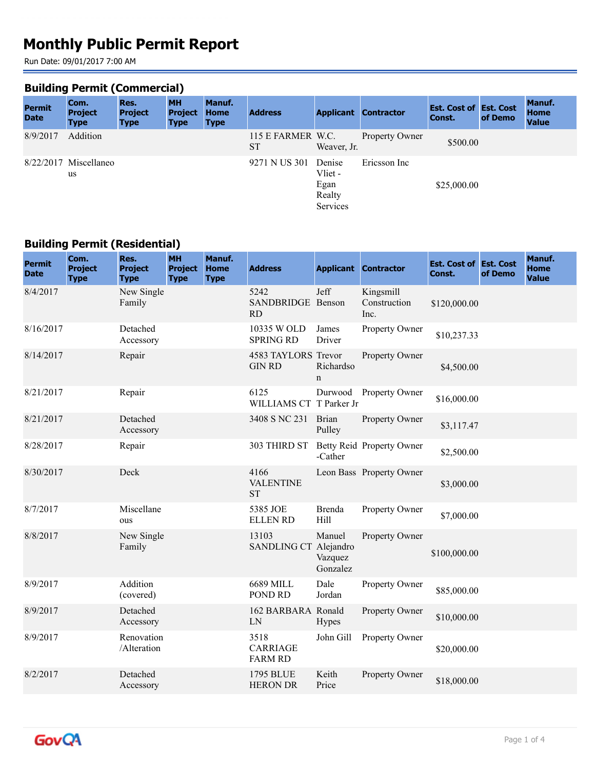# Monthly Public Permit Report

Run Date: 09/01/2017 7:00 AM

## Building Permit (Commercial)

| Permit Date | Com. Project Type | Res. Project Type | MH Project Type | Manuf. Home Type | Address | Applicant | Contractor | Est. Cost of Const. | Est. Cost of Demo | Manuf. Home Value |
|---|---|---|---|---|---|---|---|---|---|---|
| 8/9/2017 | Addition | | | | 115 E FARMER ST | W.C. Weaver, Jr. | Property Owner | $500.00 | | |
| 8/22/2017 | Miscellaneous | | | | 9271 N US 301 | Denise Vliet - Egan Realty Services | Ericsson Inc | $25,000.00 | | |

## Building Permit (Residential)

| Permit Date | Com. Project Type | Res. Project Type | MH Project Type | Manuf. Home Type | Address | Applicant | Contractor | Est. Cost of Const. | Est. Cost of Demo | Manuf. Home Value |
|---|---|---|---|---|---|---|---|---|---|---|
| 8/4/2017 | | New Single Family | | | 5242 SANDBRIDGE RD | Jeff Benson | Kingsmill Construction Inc. | $120,000.00 | | |
| 8/16/2017 | | Detached Accessory | | | 10335 W OLD SPRING RD | James Driver | Property Owner | $10,237.33 | | |
| 8/14/2017 | | Repair | | | 4583 TAYLORS GIN RD | Trevor Richardson | Property Owner | $4,500.00 | | |
| 8/21/2017 | | Repair | | | 6125 WILLIAMS CT | Durwood T Parker Jr | Property Owner | $16,000.00 | | |
| 8/21/2017 | | Detached Accessory | | | 3408 S NC 231 | Brian Pulley | Property Owner | $3,117.47 | | |
| 8/28/2017 | | Repair | | | 303 THIRD ST | Betty Reid -Cather | Property Owner | $2,500.00 | | |
| 8/30/2017 | | Deck | | | 4166 VALENTINE ST | Leon Bass | Property Owner | $3,000.00 | | |
| 8/7/2017 | | Miscellaneous | | | 5385 JOE ELLEN RD | Brenda Hill | Property Owner | $7,000.00 | | |
| 8/8/2017 | | New Single Family | | | 13103 SANDLING CT | Manuel Alejandro Vazquez Gonzalez | Property Owner | $100,000.00 | | |
| 8/9/2017 | | Addition (covered) | | | 6689 MILL POND RD | Dale Jordan | Property Owner | $85,000.00 | | |
| 8/9/2017 | | Detached Accessory | | | 162 BARBARA LN | Ronald Hypes | Property Owner | $10,000.00 | | |
| 8/9/2017 | | Renovation /Alteration | | | 3518 CARRIAGE FARM RD | John Gill | Property Owner | $20,000.00 | | |
| 8/2/2017 | | Detached Accessory | | | 1795 BLUE HERON DR | Keith Price | Property Owner | $18,000.00 | | |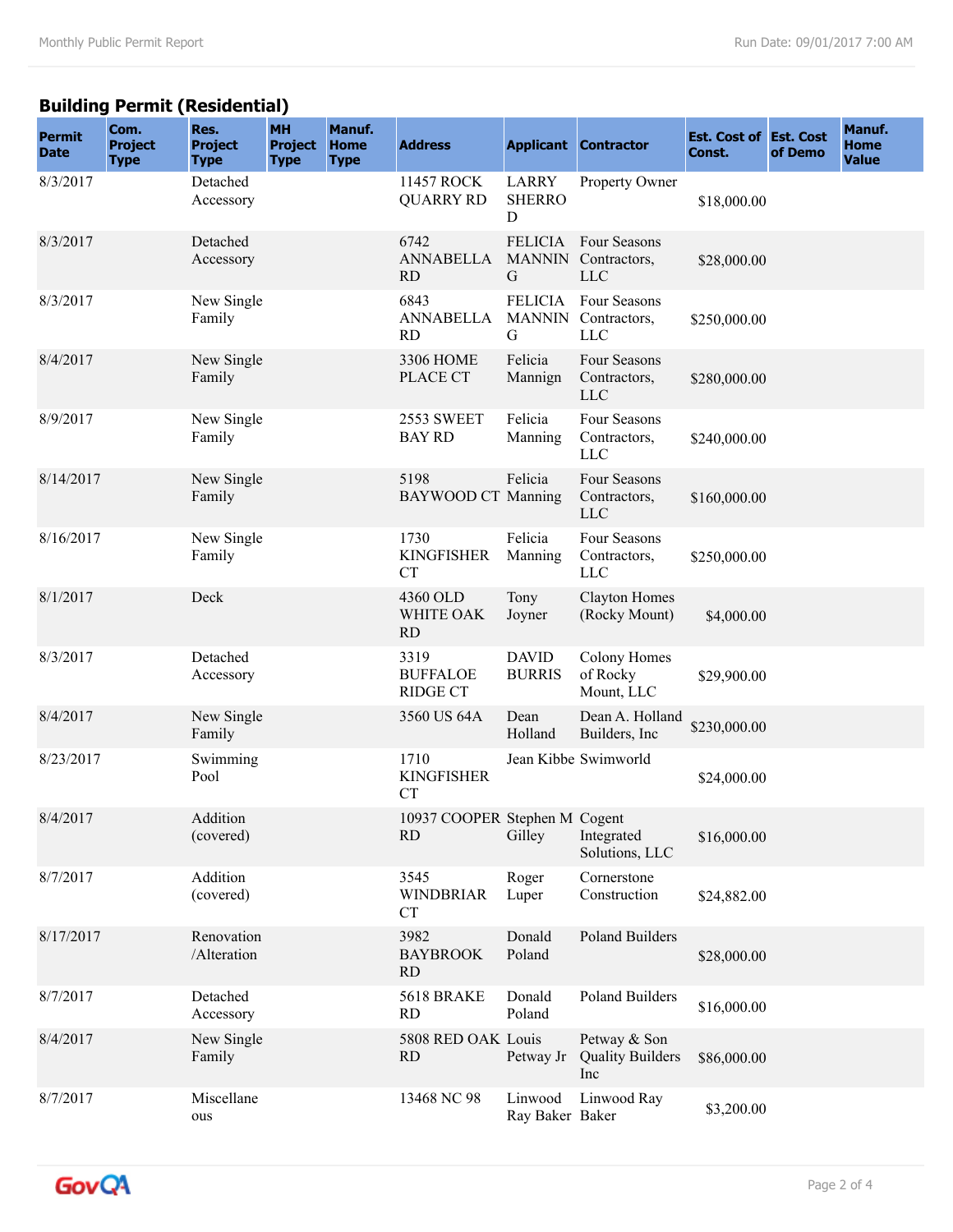## Building Permit (Residential)

| Permit Date | Com. Project Type | Res. Project Type | MH Project Type | Manuf. Home Type | Address | Applicant | Contractor | Est. Cost of Const. | Est. Cost of Demo | Manuf. Home Value |
|---|---|---|---|---|---|---|---|---|---|---|
| 8/3/2017 | | Detached Accessory | | | 11457 ROCK QUARRY RD | LARRY SHERROD | Property Owner | $18,000.00 | | |
| 8/3/2017 | | Detached Accessory | | | 6742 ANNABELLA RD | FELICIA MANNING | Four Seasons Contractors, LLC | $28,000.00 | | |
| 8/3/2017 | | New Single Family | | | 6843 ANNABELLA RD | FELICIA MANNING | Four Seasons Contractors, LLC | $250,000.00 | | |
| 8/4/2017 | | New Single Family | | | 3306 HOME PLACE CT | Felicia Mannign | Four Seasons Contractors, LLC | $280,000.00 | | |
| 8/9/2017 | | New Single Family | | | 2553 SWEET BAY RD | Felicia Manning | Four Seasons Contractors, LLC | $240,000.00 | | |
| 8/14/2017 | | New Single Family | | | 5198 BAYWOOD CT | Felicia Manning | Four Seasons Contractors, LLC | $160,000.00 | | |
| 8/16/2017 | | New Single Family | | | 1730 KINGFISHER CT | Felicia Manning | Four Seasons Contractors, LLC | $250,000.00 | | |
| 8/1/2017 | | Deck | | | 4360 OLD WHITE OAK RD | Tony Joyner | Clayton Homes (Rocky Mount) | $4,000.00 | | |
| 8/3/2017 | | Detached Accessory | | | 3319 BUFFALOE RIDGE CT | DAVID BURRIS | Colony Homes of Rocky Mount, LLC | $29,900.00 | | |
| 8/4/2017 | | New Single Family | | | 3560 US 64A | Dean Holland | Dean A. Holland Builders, Inc | $230,000.00 | | |
| 8/23/2017 | | Swimming Pool | | | 1710 KINGFISHER CT | Jean Kibbe | Swimworld | $24,000.00 | | |
| 8/4/2017 | | Addition (covered) | | | 10937 COOPER RD | Stephen M Gilley | Cogent Integrated Solutions, LLC | $16,000.00 | | |
| 8/7/2017 | | Addition (covered) | | | 3545 WINDBRIAR CT | Roger Luper | Cornerstone Construction | $24,882.00 | | |
| 8/17/2017 | | Renovation /Alteration | | | 3982 BAYBROOK RD | Donald Poland | Poland Builders | $28,000.00 | | |
| 8/7/2017 | | Detached Accessory | | | 5618 BRAKE RD | Donald Poland | Poland Builders | $16,000.00 | | |
| 8/4/2017 | | New Single Family | | | 5808 RED OAK RD | Louis Petway Jr | Petway & Son Quality Builders Inc | $86,000.00 | | |
| 8/7/2017 | | Miscellaneous | | | 13468 NC 98 | Linwood Ray Baker | Linwood Ray Baker | $3,200.00 | | |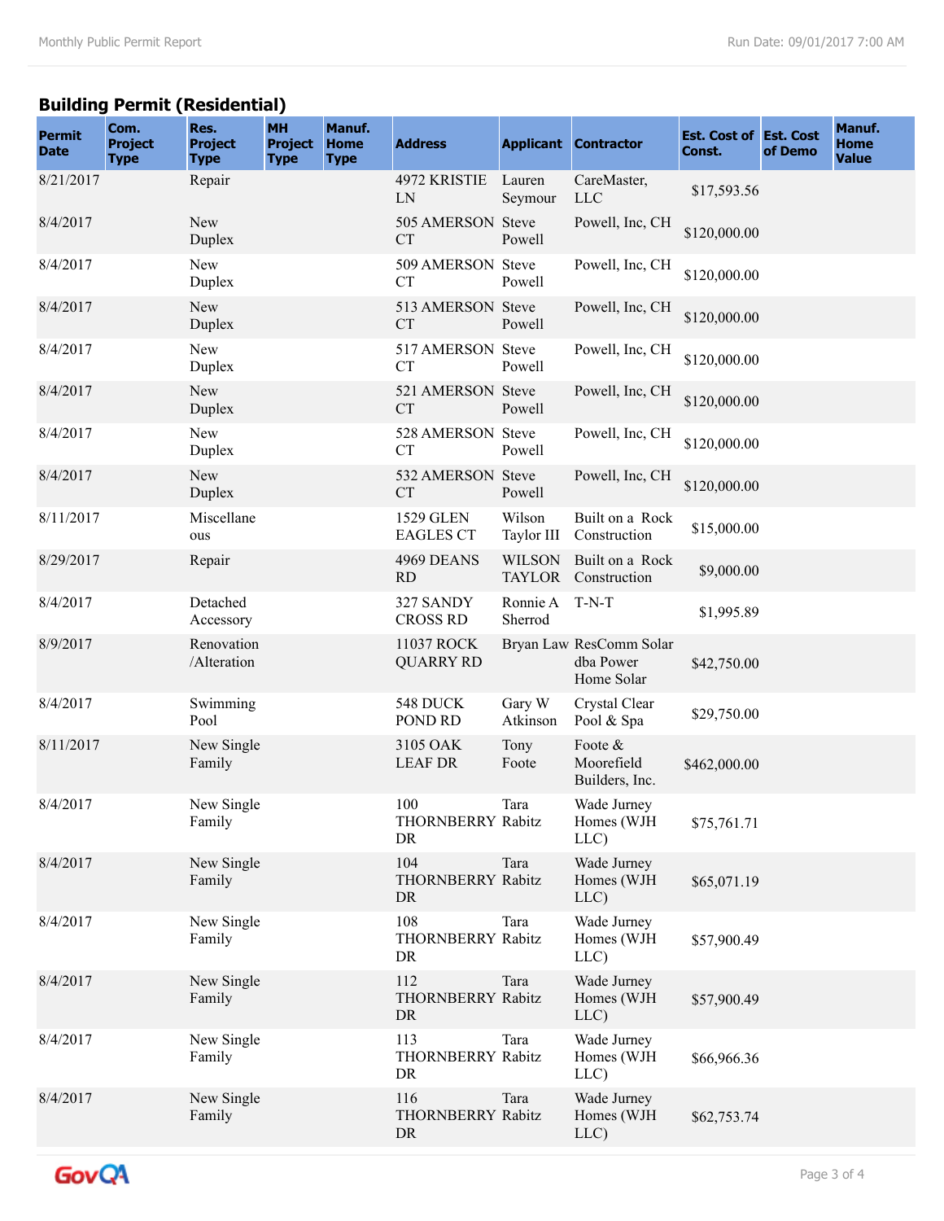## Building Permit (Residential)

| Permit Date | Com. Project Type | Res. Project Type | MH Project Type | Manuf. Home Type | Address | Applicant | Contractor | Est. Cost of Const. | Est. Cost of Demo | Manuf. Home Value |
|---|---|---|---|---|---|---|---|---|---|---|
| 8/21/2017 | | Repair | | | 4972 KRISTIE LN | Lauren Seymour | CareMaster, LLC | $17,593.56 | | |
| 8/4/2017 | | New Duplex | | | 505 AMERSON CT | Steve Powell | Powell, Inc, CH | $120,000.00 | | |
| 8/4/2017 | | New Duplex | | | 509 AMERSON CT | Steve Powell | Powell, Inc, CH | $120,000.00 | | |
| 8/4/2017 | | New Duplex | | | 513 AMERSON CT | Steve Powell | Powell, Inc, CH | $120,000.00 | | |
| 8/4/2017 | | New Duplex | | | 517 AMERSON CT | Steve Powell | Powell, Inc, CH | $120,000.00 | | |
| 8/4/2017 | | New Duplex | | | 521 AMERSON CT | Steve Powell | Powell, Inc, CH | $120,000.00 | | |
| 8/4/2017 | | New Duplex | | | 528 AMERSON CT | Steve Powell | Powell, Inc, CH | $120,000.00 | | |
| 8/4/2017 | | New Duplex | | | 532 AMERSON CT | Steve Powell | Powell, Inc, CH | $120,000.00 | | |
| 8/11/2017 | | Miscellaneous | | | 1529 GLEN EAGLES CT | Wilson Taylor III | Built on a Rock Construction | $15,000.00 | | |
| 8/29/2017 | | Repair | | | 4969 DEANS RD | WILSON TAYLOR | Built on a Rock Construction | $9,000.00 | | |
| 8/4/2017 | | Detached Accessory | | | 327 SANDY CROSS RD | Ronnie A Sherrod | T-N-T | $1,995.89 | | |
| 8/9/2017 | | Renovation /Alteration | | | 11037 ROCK QUARRY RD | Bryan Law | ResComm Solar dba Power Home Solar | $42,750.00 | | |
| 8/4/2017 | | Swimming Pool | | | 548 DUCK POND RD | Gary W Atkinson | Crystal Clear Pool & Spa | $29,750.00 | | |
| 8/11/2017 | | New Single Family | | | 3105 OAK LEAF DR | Tony Foote | Foote & Moorefield Builders, Inc. | $462,000.00 | | |
| 8/4/2017 | | New Single Family | | | 100 THORNBERRY DR | Tara Rabitz | Wade Jurney Homes (WJH LLC) | $75,761.71 | | |
| 8/4/2017 | | New Single Family | | | 104 THORNBERRY DR | Tara Rabitz | Wade Jurney Homes (WJH LLC) | $65,071.19 | | |
| 8/4/2017 | | New Single Family | | | 108 THORNBERRY DR | Tara Rabitz | Wade Jurney Homes (WJH LLC) | $57,900.49 | | |
| 8/4/2017 | | New Single Family | | | 112 THORNBERRY DR | Tara Rabitz | Wade Jurney Homes (WJH LLC) | $57,900.49 | | |
| 8/4/2017 | | New Single Family | | | 113 THORNBERRY DR | Tara Rabitz | Wade Jurney Homes (WJH LLC) | $66,966.36 | | |
| 8/4/2017 | | New Single Family | | | 116 THORNBERRY DR | Tara Rabitz | Wade Jurney Homes (WJH LLC) | $62,753.74 | | |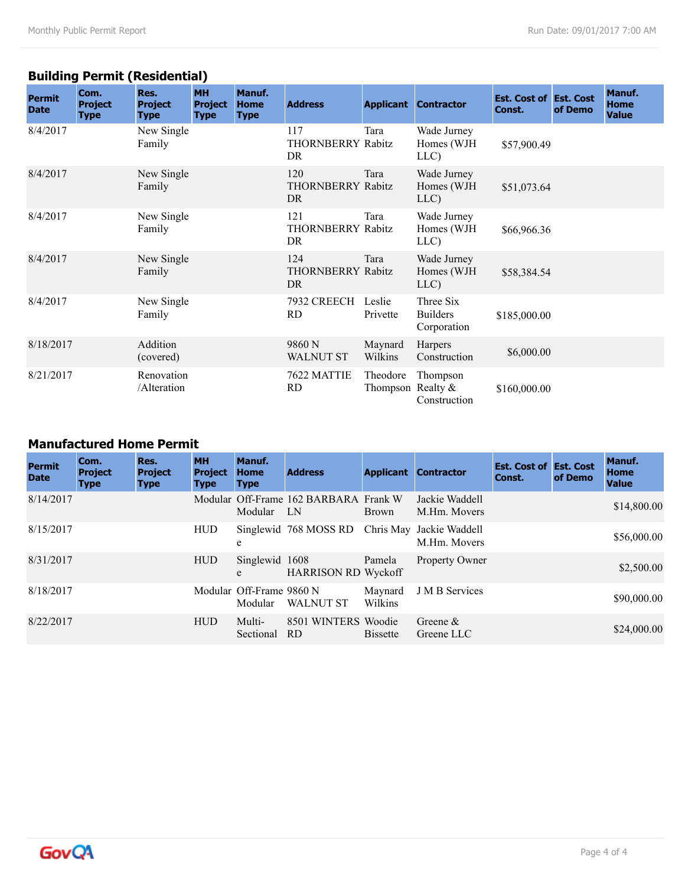## Building Permit (Residential)

| Permit Date | Com. Project Type | Res. Project Type | MH Project Type | Manuf. Home Type | Address | Applicant | Contractor | Est. Cost of Const. | Est. Cost of Demo | Manuf. Home Value |
|---|---|---|---|---|---|---|---|---|---|---|
| 8/4/2017 | | New Single Family | | | 117 THORNBERRY DR | Tara Rabitz | Wade Jurney Homes (WJH LLC) | $57,900.49 | | |
| 8/4/2017 | | New Single Family | | | 120 THORNBERRY DR | Tara Rabitz | Wade Jurney Homes (WJH LLC) | $51,073.64 | | |
| 8/4/2017 | | New Single Family | | | 121 THORNBERRY DR | Tara Rabitz | Wade Jurney Homes (WJH LLC) | $66,966.36 | | |
| 8/4/2017 | | New Single Family | | | 124 THORNBERRY DR | Tara Rabitz | Wade Jurney Homes (WJH LLC) | $58,384.54 | | |
| 8/4/2017 | | New Single Family | | | 7932 CREECH RD | Leslie Privette | Three Six Builders Corporation | $185,000.00 | | |
| 8/18/2017 | | Addition (covered) | | | 9860 N WALNUT ST | Maynard Wilkins | Harpers Construction | $6,000.00 | | |
| 8/21/2017 | | Renovation /Alteration | | | 7622 MATTIE RD | Theodore Thompson | Thompson Realty & Construction | $160,000.00 | | |

## Manufactured Home Permit

| Permit Date | Com. Project Type | Res. Project Type | MH Project Type | Manuf. Home Type | Address | Applicant | Contractor | Est. Cost of Const. | Est. Cost of Demo | Manuf. Home Value |
|---|---|---|---|---|---|---|---|---|---|---|
| 8/14/2017 | | | Modular | Off-Frame Modular | 162 BARBARA LN | Frank W Brown | Jackie Waddell M.Hm. Movers | | | $14,800.00 |
| 8/15/2017 | | | HUD | Singlewide | 768 MOSS RD | Chris May | Jackie Waddell M.Hm. Movers | | | $56,000.00 |
| 8/31/2017 | | | HUD | Singlewide | 1608 HARRISON RD | Pamela Wyckoff | Property Owner | | | $2,500.00 |
| 8/18/2017 | | | Modular | Off-Frame Modular | 9860 N WALNUT ST | Maynard Wilkins | J M B Services | | | $90,000.00 |
| 8/22/2017 | | | HUD | Multi-Sectional | 8501 WINTERS RD | Woodie Bissette | Greene & Greene LLC | | | $24,000.00 |